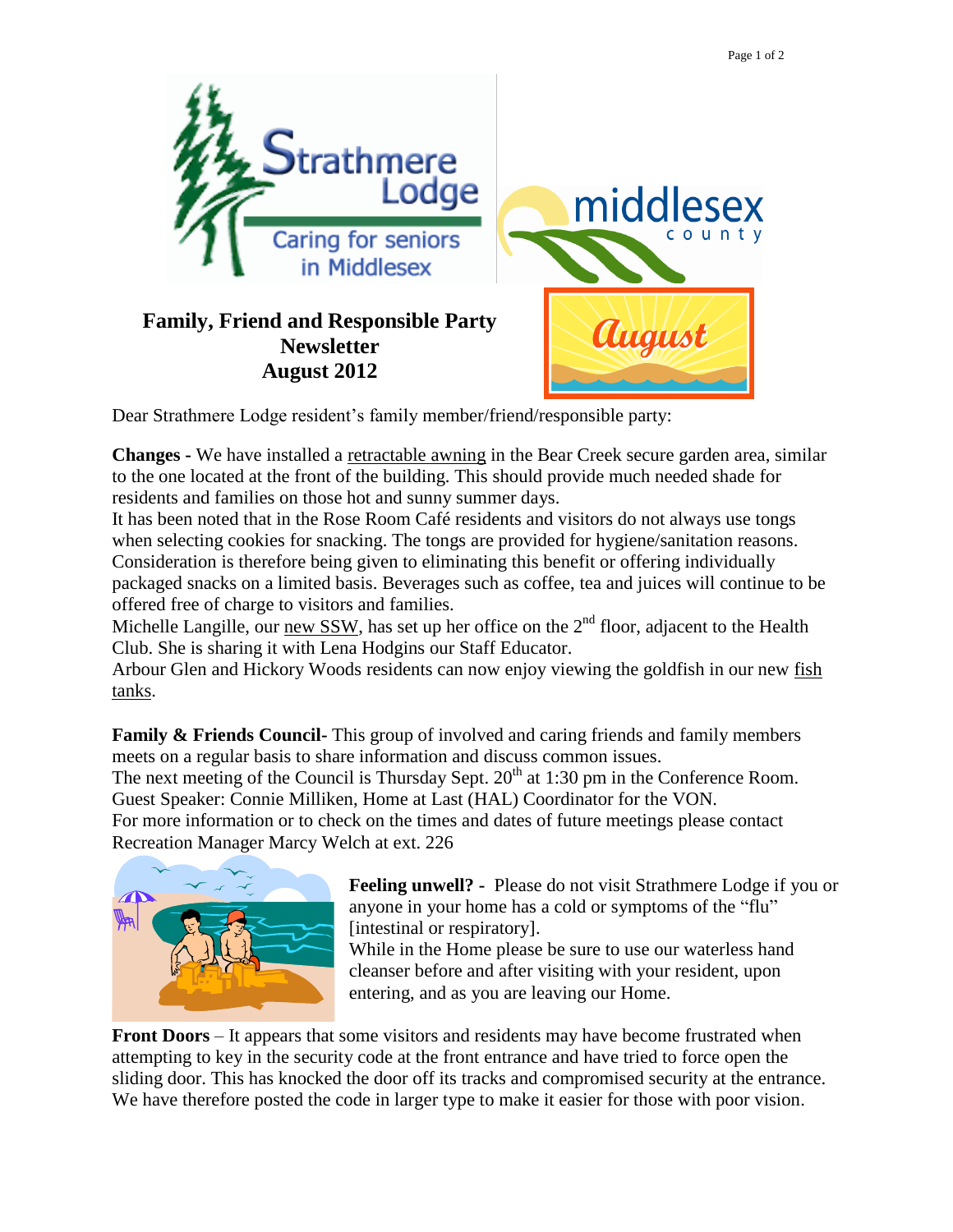Strathmere Lodge

Caring for seniors in Middlesex

middlesex county

# Family, Friend and Responsible Party Newsletter August 2012

August

Dear Strathmere Lodge resident's family member/friend/responsible party:

**Changes -** We have installed a retractable awning in the Bear Creek secure garden area, similar to the one located at the front of the building. This should provide much needed shade for residents and families on those hot and sunny summer days.

It has been noted that in the Rose Room Café residents and visitors do not always use tongs when selecting cookies for snacking. The tongs are provided for hygiene/sanitation reasons. Consideration is therefore being given to eliminating this benefit or offering individually packaged snacks on a limited basis. Beverages such as coffee, tea and juices will continue to be offered free of charge to visitors and families.

Michelle Langille, our new SSW, has set up her office on the 2nd floor, adjacent to the Health Club. She is sharing it with Lena Hodgins our Staff Educator.

Arbour Glen and Hickory Woods residents can now enjoy viewing the goldfish in our new fish tanks.

**Family & Friends Council-** This group of involved and caring friends and family members meets on a regular basis to share information and discuss common issues.

The next meeting of the Council is Thursday Sept. 20th at 1:30 pm in the Conference Room. Guest Speaker: Connie Milliken, Home at Last (HAL) Coordinator for the VON.

For more information or to check on the times and dates of future meetings please contact Recreation Manager Marcy Welch at ext. 226

**Feeling unwell? -** Please do not visit Strathmere Lodge if you or anyone in your home has a cold or symptoms of the "flu" [intestinal or respiratory].

While in the Home please be sure to use our waterless hand cleanser before and after visiting with your resident, upon entering, and as you are leaving our Home.

**Front Doors** – It appears that some visitors and residents may have become frustrated when attempting to key in the security code at the front entrance and have tried to force open the sliding door. This has knocked the door off its tracks and compromised security at the entrance. We have therefore posted the code in larger type to make it easier for those with poor vision.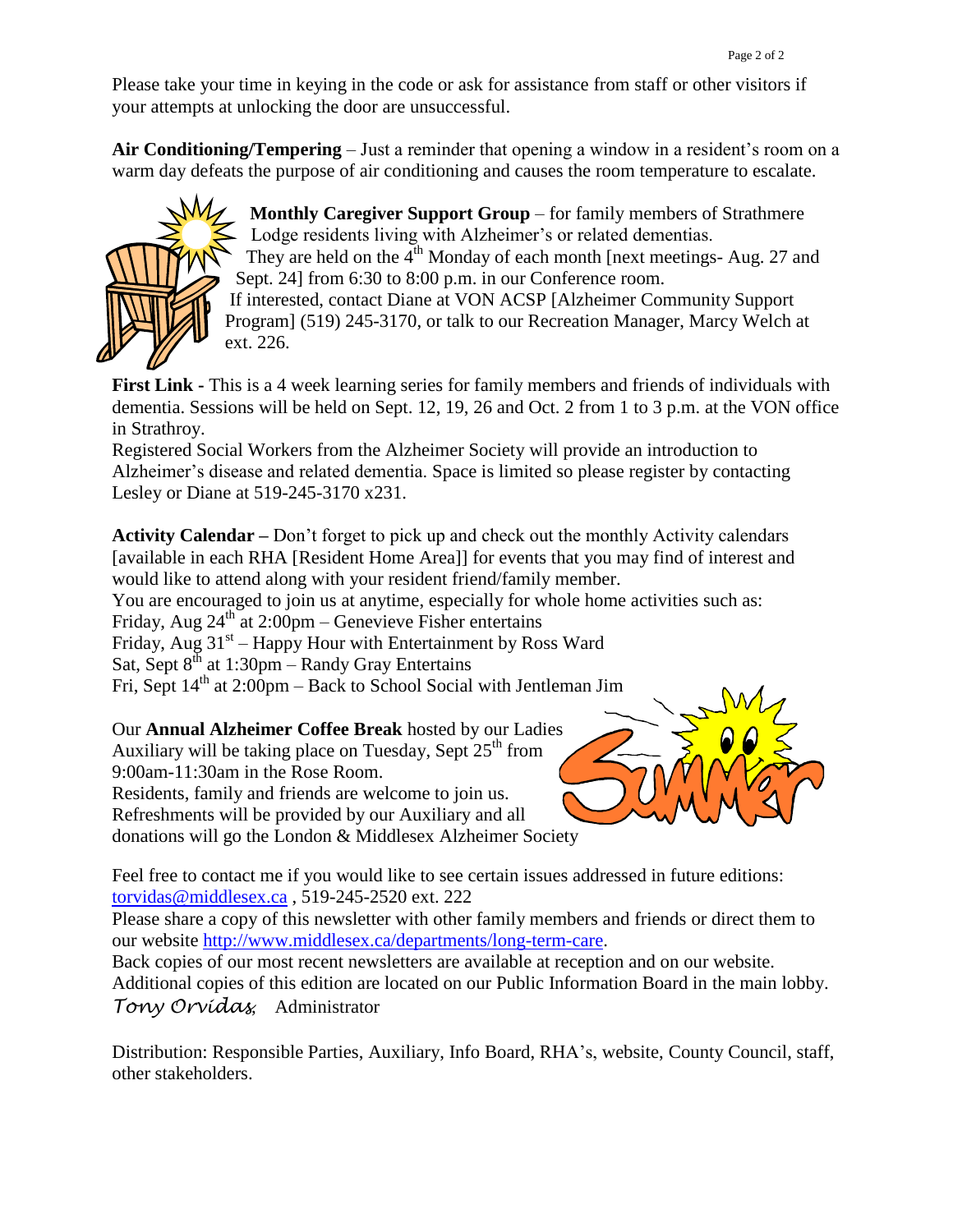Please take your time in keying in the code or ask for assistance from staff or other visitors if your attempts at unlocking the door are unsuccessful.

**Air Conditioning/Tempering** – Just a reminder that opening a window in a resident's room on a warm day defeats the purpose of air conditioning and causes the room temperature to escalate.

**Monthly Caregiver Support Group** – for family members of Strathmere Lodge residents living with Alzheimer's or related dementias.
They are held on the 4th Monday of each month [next meetings- Aug. 27 and Sept. 24] from 6:30 to 8:00 p.m. in our Conference room.
If interested, contact Diane at VON ACSP [Alzheimer Community Support Program] (519) 245-3170, or talk to our Recreation Manager, Marcy Welch at ext. 226.

**First Link -** This is a 4 week learning series for family members and friends of individuals with dementia. Sessions will be held on Sept. 12, 19, 26 and Oct. 2 from 1 to 3 p.m. at the VON office in Strathroy.
Registered Social Workers from the Alzheimer Society will provide an introduction to Alzheimer's disease and related dementia. Space is limited so please register by contacting Lesley or Diane at 519-245-3170 x231.

**Activity Calendar –** Don't forget to pick up and check out the monthly Activity calendars [available in each RHA [Resident Home Area]] for events that you may find of interest and would like to attend along with your resident friend/family member.
You are encouraged to join us at anytime, especially for whole home activities such as:
Friday, Aug 24th at 2:00pm – Genevieve Fisher entertains
Friday, Aug 31st – Happy Hour with Entertainment by Ross Ward
Sat, Sept 8th at 1:30pm – Randy Gray Entertains
Fri, Sept 14th at 2:00pm – Back to School Social with Jentleman Jim

Our **Annual Alzheimer Coffee Break** hosted by our Ladies Auxiliary will be taking place on Tuesday, Sept 25th from 9:00am-11:30am in the Rose Room.
Residents, family and friends are welcome to join us.
Refreshments will be provided by our Auxiliary and all donations will go the London & Middlesex Alzheimer Society

Feel free to contact me if you would like to see certain issues addressed in future editions: torvidas@middlesex.ca , 519-245-2520 ext. 222
Please share a copy of this newsletter with other family members and friends or direct them to our website http://www.middlesex.ca/departments/long-term-care.
Back copies of our most recent newsletters are available at reception and on our website.
Additional copies of this edition are located on our Public Information Board in the main lobby.
*Tony Orvidas*, Administrator

Distribution: Responsible Parties, Auxiliary, Info Board, RHA's, website, County Council, staff, other stakeholders.